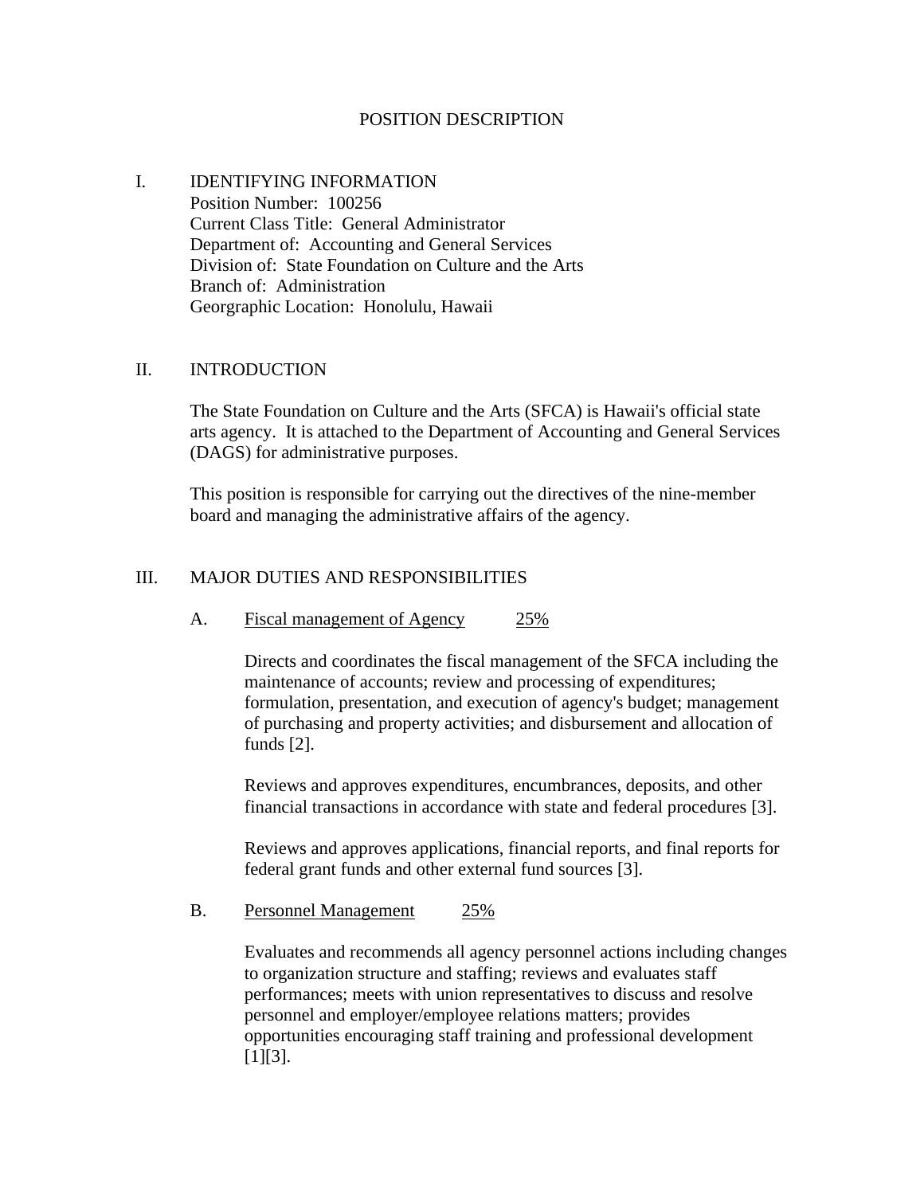# POSITION DESCRIPTION

## I. IDENTIFYING INFORMATION

Position Number: 100256
Current Class Title: General Administrator
Department of: Accounting and General Services
Division of: State Foundation on Culture and the Arts
Branch of: Administration
Georgraphic Location: Honolulu, Hawaii

## II. INTRODUCTION

The State Foundation on Culture and the Arts (SFCA) is Hawaii's official state arts agency. It is attached to the Department of Accounting and General Services (DAGS) for administrative purposes.

This position is responsible for carrying out the directives of the nine-member board and managing the administrative affairs of the agency.

## III. MAJOR DUTIES AND RESPONSIBILITIES

### A. Fiscal management of Agency 25%

Directs and coordinates the fiscal management of the SFCA including the maintenance of accounts; review and processing of expenditures; formulation, presentation, and execution of agency's budget; management of purchasing and property activities; and disbursement and allocation of funds [2].

Reviews and approves expenditures, encumbrances, deposits, and other financial transactions in accordance with state and federal procedures [3].

Reviews and approves applications, financial reports, and final reports for federal grant funds and other external fund sources [3].

### B. Personnel Management 25%

Evaluates and recommends all agency personnel actions including changes to organization structure and staffing; reviews and evaluates staff performances; meets with union representatives to discuss and resolve personnel and employer/employee relations matters; provides opportunities encouraging staff training and professional development [1][3].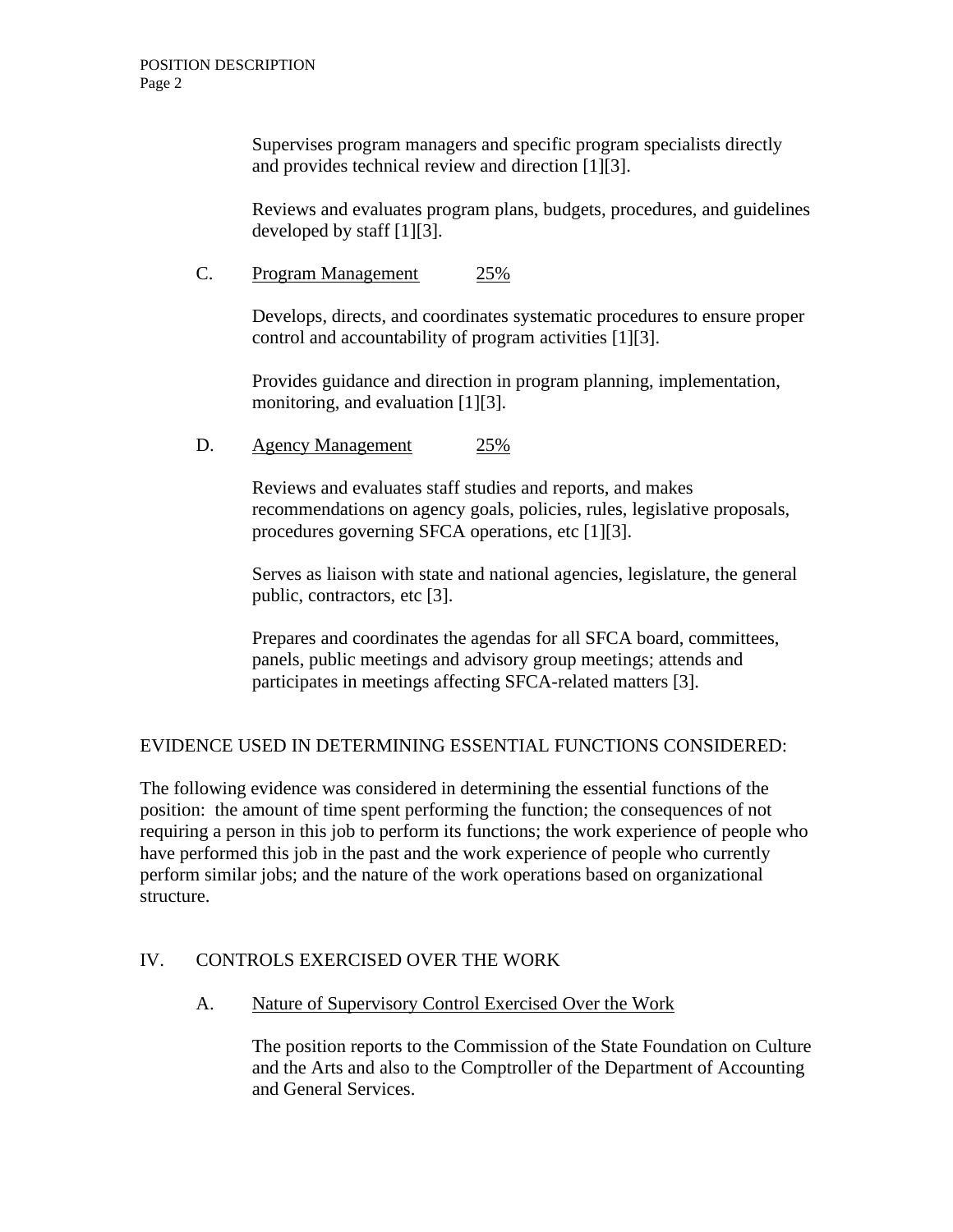Supervises program managers and specific program specialists directly and provides technical review and direction [1][3].

Reviews and evaluates program plans, budgets, procedures, and guidelines developed by staff [1][3].

C. Program Management 25%

Develops, directs, and coordinates systematic procedures to ensure proper control and accountability of program activities [1][3].

Provides guidance and direction in program planning, implementation, monitoring, and evaluation [1][3].

D. Agency Management 25%

Reviews and evaluates staff studies and reports, and makes recommendations on agency goals, policies, rules, legislative proposals, procedures governing SFCA operations, etc [1][3].

Serves as liaison with state and national agencies, legislature, the general public, contractors, etc [3].

Prepares and coordinates the agendas for all SFCA board, committees, panels, public meetings and advisory group meetings; attends and participates in meetings affecting SFCA-related matters [3].

EVIDENCE USED IN DETERMINING ESSENTIAL FUNCTIONS CONSIDERED:

The following evidence was considered in determining the essential functions of the position: the amount of time spent performing the function; the consequences of not requiring a person in this job to perform its functions; the work experience of people who have performed this job in the past and the work experience of people who currently perform similar jobs; and the nature of the work operations based on organizational structure.

## IV. CONTROLS EXERCISED OVER THE WORK

A. Nature of Supervisory Control Exercised Over the Work

The position reports to the Commission of the State Foundation on Culture and the Arts and also to the Comptroller of the Department of Accounting and General Services.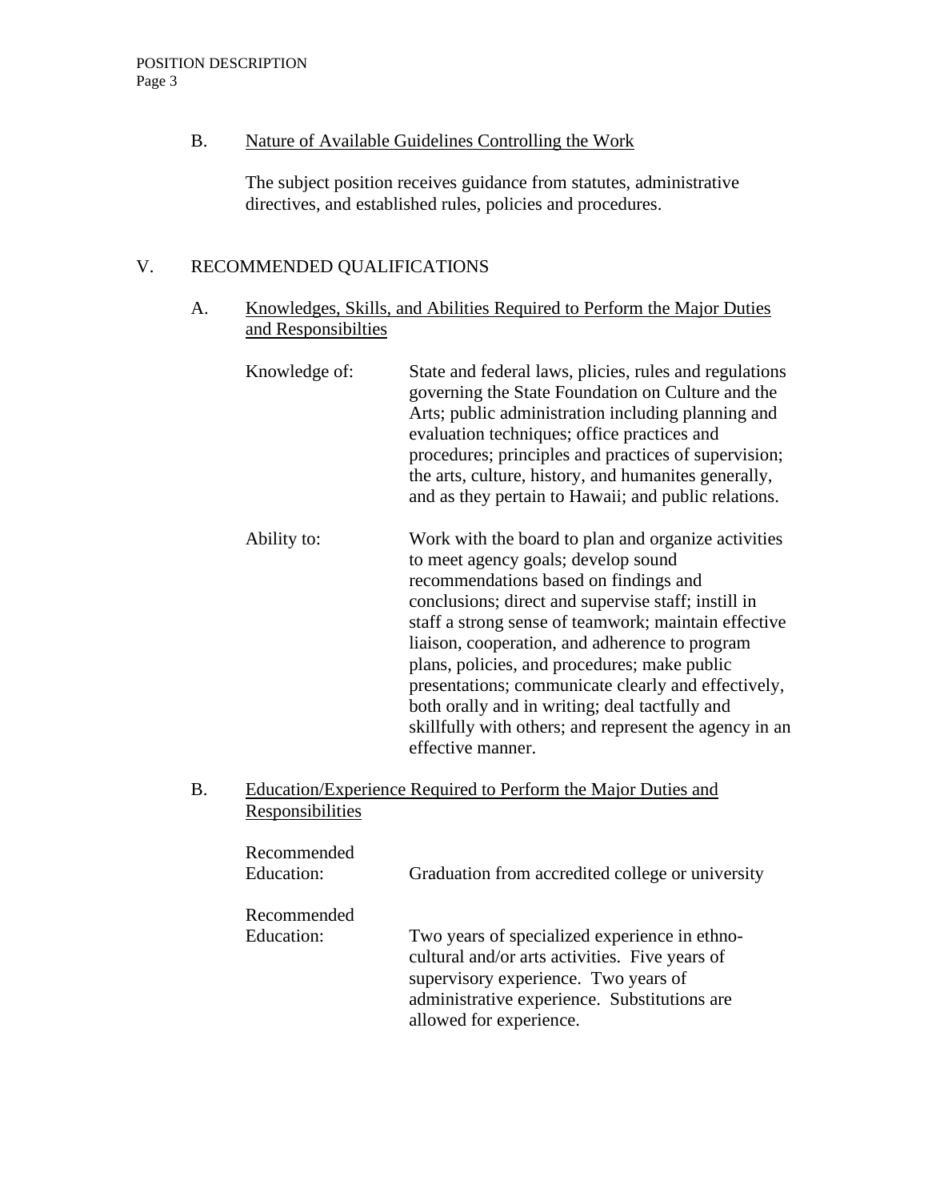B. Nature of Available Guidelines Controlling the Work

The subject position receives guidance from statutes, administrative directives, and established rules, policies and procedures.

## V. RECOMMENDED QUALIFICATIONS

A. Knowledges, Skills, and Abilities Required to Perform the Major Duties and Responsibilties

Knowledge of: State and federal laws, plicies, rules and regulations governing the State Foundation on Culture and the Arts; public administration including planning and evaluation techniques; office practices and procedures; principles and practices of supervision; the arts, culture, history, and humanites generally, and as they pertain to Hawaii; and public relations.

Ability to: Work with the board to plan and organize activities to meet agency goals; develop sound recommendations based on findings and conclusions; direct and supervise staff; instill in staff a strong sense of teamwork; maintain effective liaison, cooperation, and adherence to program plans, policies, and procedures; make public presentations; communicate clearly and effectively, both orally and in writing; deal tactfully and skillfully with others; and represent the agency in an effective manner.

B. Education/Experience Required to Perform the Major Duties and Responsibilities

Recommended Education: Graduation from accredited college or university

Recommended Education: Two years of specialized experience in ethno-cultural and/or arts activities. Five years of supervisory experience. Two years of administrative experience. Substitutions are allowed for experience.